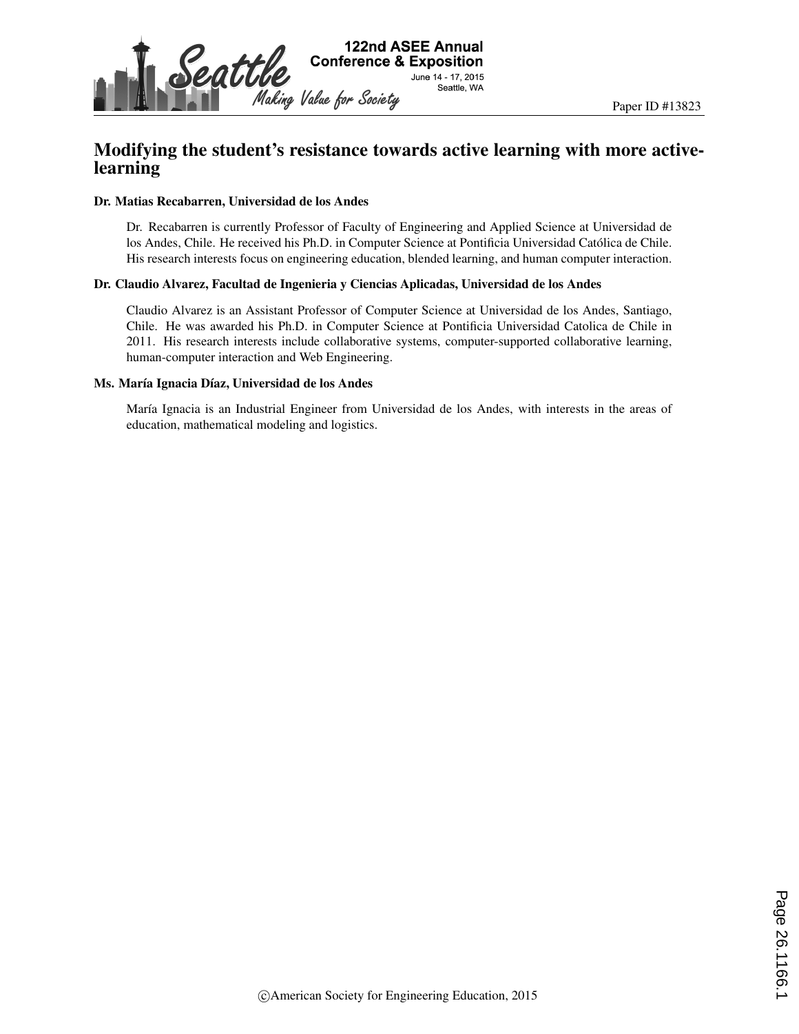Paper ID #13823

# Modifying the student's resistance towards active learning with more active-learning

**Dr. Matias Recabarren, Universidad de los Andes**

Dr. Recabarren is currently Professor of Faculty of Engineering and Applied Science at Universidad de los Andes, Chile. He received his Ph.D. in Computer Science at Pontificia Universidad Católica de Chile. His research interests focus on engineering education, blended learning, and human computer interaction.

**Dr. Claudio Alvarez, Facultad de Ingenieria y Ciencias Aplicadas, Universidad de los Andes**

Claudio Alvarez is an Assistant Professor of Computer Science at Universidad de los Andes, Santiago, Chile. He was awarded his Ph.D. in Computer Science at Pontificia Universidad Catolica de Chile in 2011. His research interests include collaborative systems, computer-supported collaborative learning, human-computer interaction and Web Engineering.

**Ms. María Ignacia Díaz, Universidad de los Andes**

María Ignacia is an Industrial Engineer from Universidad de los Andes, with interests in the areas of education, mathematical modeling and logistics.

©American Society for Engineering Education, 2015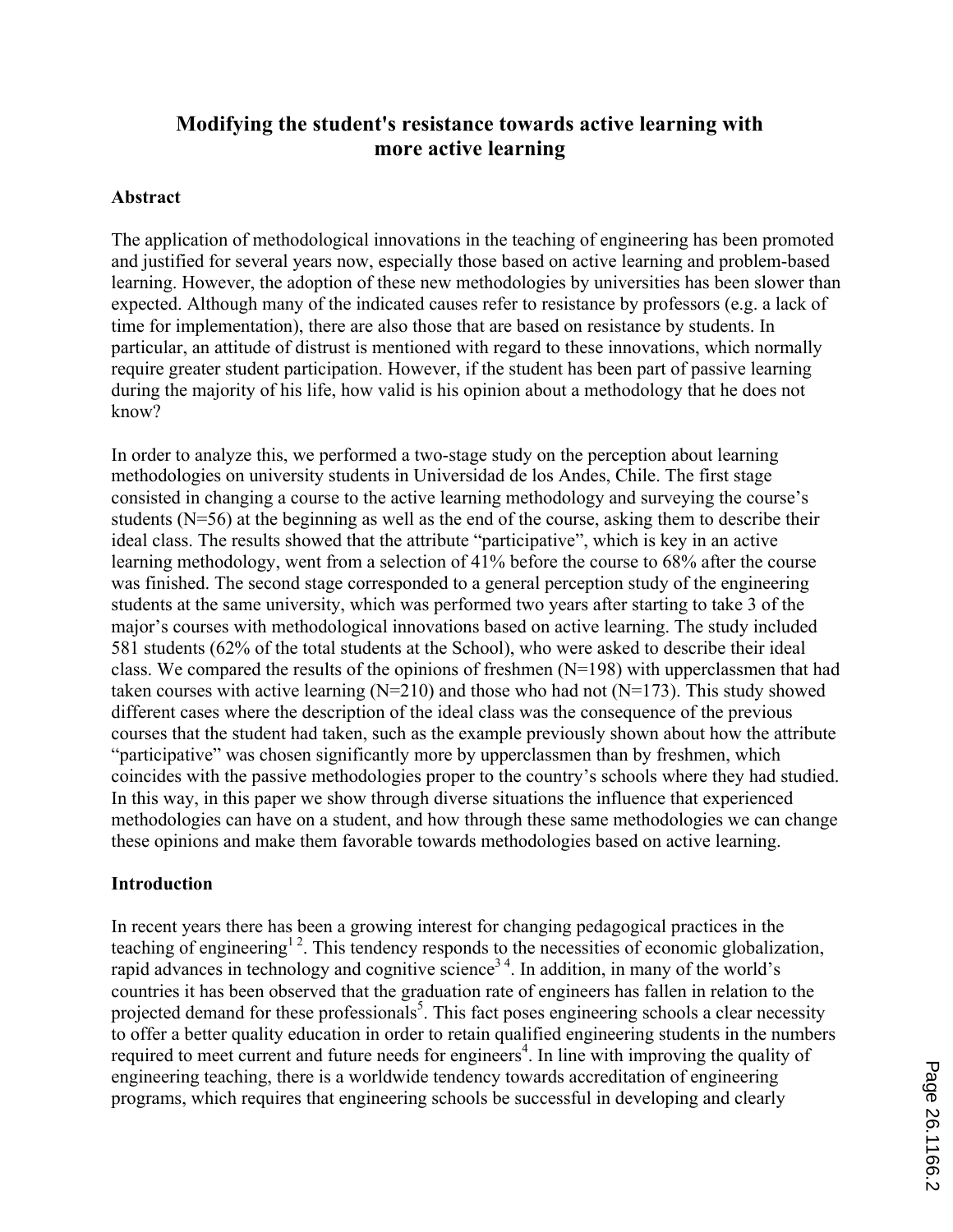# Modifying the student's resistance towards active learning with more active learning

## Abstract

The application of methodological innovations in the teaching of engineering has been promoted and justified for several years now, especially those based on active learning and problem-based learning. However, the adoption of these new methodologies by universities has been slower than expected. Although many of the indicated causes refer to resistance by professors (e.g. a lack of time for implementation), there are also those that are based on resistance by students. In particular, an attitude of distrust is mentioned with regard to these innovations, which normally require greater student participation. However, if the student has been part of passive learning during the majority of his life, how valid is his opinion about a methodology that he does not know?

In order to analyze this, we performed a two-stage study on the perception about learning methodologies on university students in Universidad de los Andes, Chile. The first stage consisted in changing a course to the active learning methodology and surveying the course's students (N=56) at the beginning as well as the end of the course, asking them to describe their ideal class. The results showed that the attribute "participative", which is key in an active learning methodology, went from a selection of 41% before the course to 68% after the course was finished. The second stage corresponded to a general perception study of the engineering students at the same university, which was performed two years after starting to take 3 of the major's courses with methodological innovations based on active learning. The study included 581 students (62% of the total students at the School), who were asked to describe their ideal class. We compared the results of the opinions of freshmen (N=198) with upperclassmen that had taken courses with active learning (N=210) and those who had not (N=173). This study showed different cases where the description of the ideal class was the consequence of the previous courses that the student had taken, such as the example previously shown about how the attribute "participative" was chosen significantly more by upperclassmen than by freshmen, which coincides with the passive methodologies proper to the country's schools where they had studied. In this way, in this paper we show through diverse situations the influence that experienced methodologies can have on a student, and how through these same methodologies we can change these opinions and make them favorable towards methodologies based on active learning.

## Introduction

In recent years there has been a growing interest for changing pedagogical practices in the teaching of engineering[1 2]. This tendency responds to the necessities of economic globalization, rapid advances in technology and cognitive science[3 4]. In addition, in many of the world's countries it has been observed that the graduation rate of engineers has fallen in relation to the projected demand for these professionals[5]. This fact poses engineering schools a clear necessity to offer a better quality education in order to retain qualified engineering students in the numbers required to meet current and future needs for engineers[4]. In line with improving the quality of engineering teaching, there is a worldwide tendency towards accreditation of engineering programs, which requires that engineering schools be successful in developing and clearly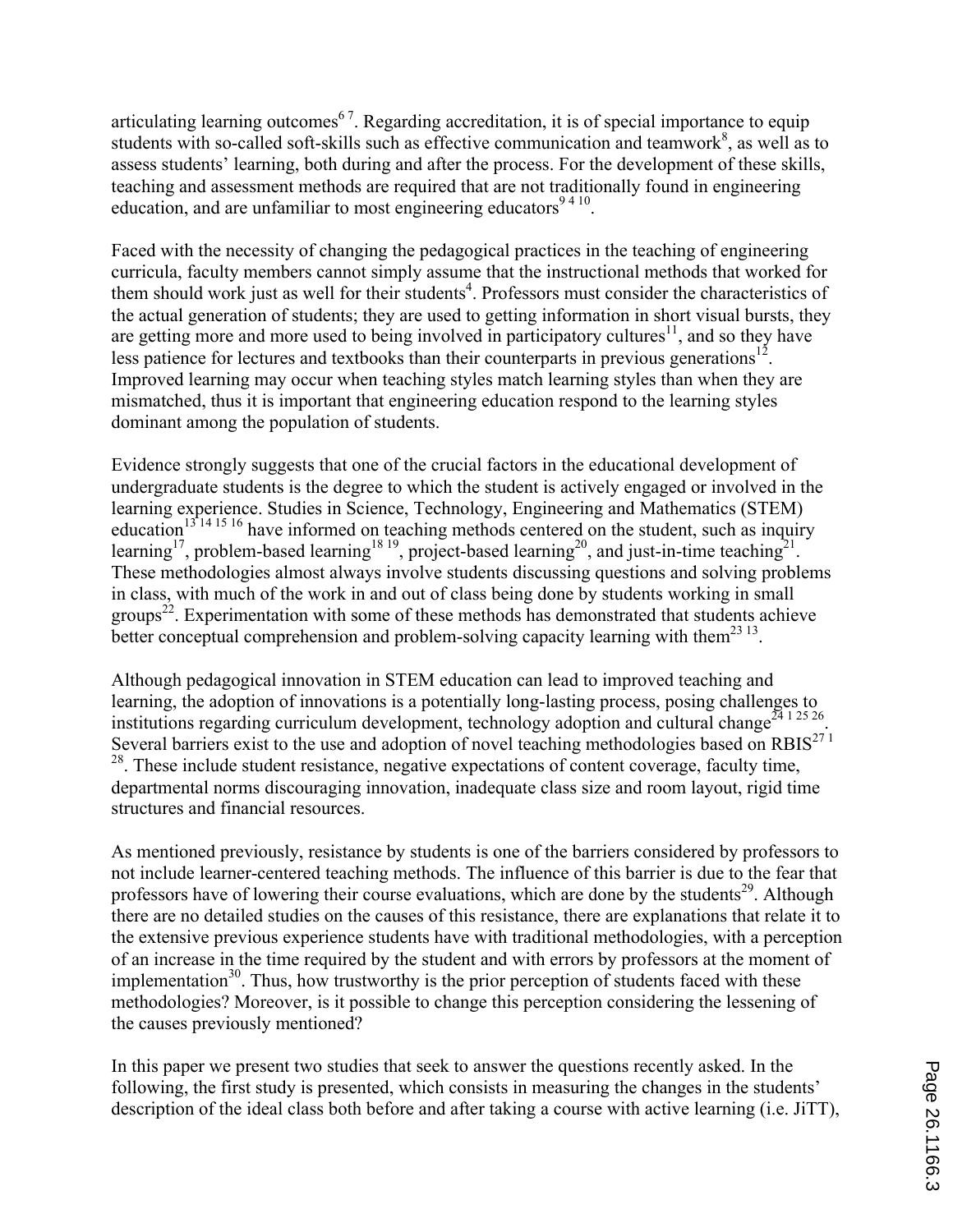articulating learning outcomes[6 7]. Regarding accreditation, it is of special importance to equip students with so-called soft-skills such as effective communication and teamwork[8], as well as to assess students' learning, both during and after the process. For the development of these skills, teaching and assessment methods are required that are not traditionally found in engineering education, and are unfamiliar to most engineering educators[9 4 10].

Faced with the necessity of changing the pedagogical practices in the teaching of engineering curricula, faculty members cannot simply assume that the instructional methods that worked for them should work just as well for their students[4]. Professors must consider the characteristics of the actual generation of students; they are used to getting information in short visual bursts, they are getting more and more used to being involved in participatory cultures[11], and so they have less patience for lectures and textbooks than their counterparts in previous generations[12]. Improved learning may occur when teaching styles match learning styles than when they are mismatched, thus it is important that engineering education respond to the learning styles dominant among the population of students.

Evidence strongly suggests that one of the crucial factors in the educational development of undergraduate students is the degree to which the student is actively engaged or involved in the learning experience. Studies in Science, Technology, Engineering and Mathematics (STEM) education[13 14 15 16] have informed on teaching methods centered on the student, such as inquiry learning[17], problem-based learning[18 19], project-based learning[20], and just-in-time teaching[21]. These methodologies almost always involve students discussing questions and solving problems in class, with much of the work in and out of class being done by students working in small groups[22]. Experimentation with some of these methods has demonstrated that students achieve better conceptual comprehension and problem-solving capacity learning with them[23 13].

Although pedagogical innovation in STEM education can lead to improved teaching and learning, the adoption of innovations is a potentially long-lasting process, posing challenges to institutions regarding curriculum development, technology adoption and cultural change[24 1 25 26]. Several barriers exist to the use and adoption of novel teaching methodologies based on RBIS[27 1 28]. These include student resistance, negative expectations of content coverage, faculty time, departmental norms discouraging innovation, inadequate class size and room layout, rigid time structures and financial resources.

As mentioned previously, resistance by students is one of the barriers considered by professors to not include learner-centered teaching methods. The influence of this barrier is due to the fear that professors have of lowering their course evaluations, which are done by the students[29]. Although there are no detailed studies on the causes of this resistance, there are explanations that relate it to the extensive previous experience students have with traditional methodologies, with a perception of an increase in the time required by the student and with errors by professors at the moment of implementation[30]. Thus, how trustworthy is the prior perception of students faced with these methodologies? Moreover, is it possible to change this perception considering the lessening of the causes previously mentioned?

In this paper we present two studies that seek to answer the questions recently asked. In the following, the first study is presented, which consists in measuring the changes in the students' description of the ideal class both before and after taking a course with active learning (i.e. JiTT),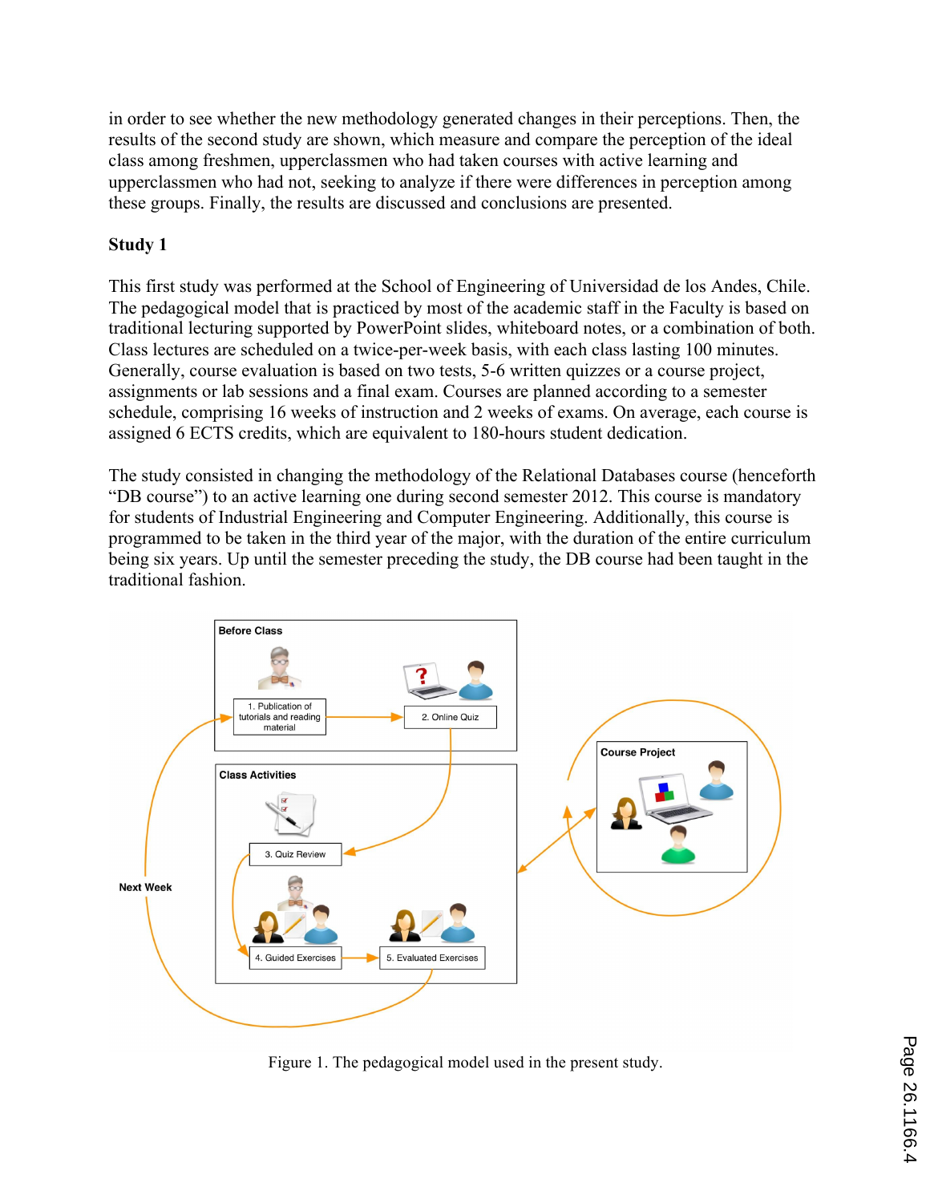in order to see whether the new methodology generated changes in their perceptions. Then, the results of the second study are shown, which measure and compare the perception of the ideal class among freshmen, upperclassmen who had taken courses with active learning and upperclassmen who had not, seeking to analyze if there were differences in perception among these groups. Finally, the results are discussed and conclusions are presented.

## Study 1

This first study was performed at the School of Engineering of Universidad de los Andes, Chile. The pedagogical model that is practiced by most of the academic staff in the Faculty is based on traditional lecturing supported by PowerPoint slides, whiteboard notes, or a combination of both. Class lectures are scheduled on a twice-per-week basis, with each class lasting 100 minutes. Generally, course evaluation is based on two tests, 5-6 written quizzes or a course project, assignments or lab sessions and a final exam. Courses are planned according to a semester schedule, comprising 16 weeks of instruction and 2 weeks of exams. On average, each course is assigned 6 ECTS credits, which are equivalent to 180-hours student dedication.

The study consisted in changing the methodology of the Relational Databases course (henceforth "DB course") to an active learning one during second semester 2012. This course is mandatory for students of Industrial Engineering and Computer Engineering. Additionally, this course is programmed to be taken in the third year of the major, with the duration of the entire curriculum being six years. Up until the semester preceding the study, the DB course had been taught in the traditional fashion.

Figure 1. The pedagogical model used in the present study.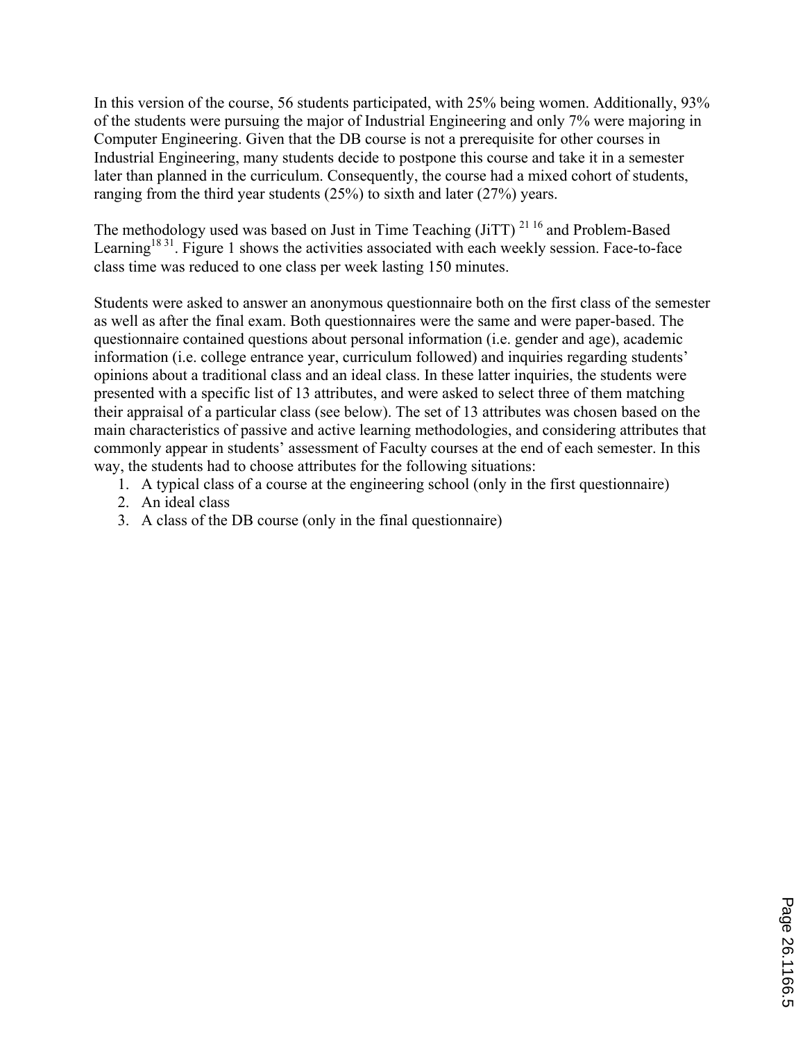In this version of the course, 56 students participated, with 25% being women. Additionally, 93% of the students were pursuing the major of Industrial Engineering and only 7% were majoring in Computer Engineering. Given that the DB course is not a prerequisite for other courses in Industrial Engineering, many students decide to postpone this course and take it in a semester later than planned in the curriculum. Consequently, the course had a mixed cohort of students, ranging from the third year students (25%) to sixth and later (27%) years.

The methodology used was based on Just in Time Teaching (JiTT) [21 16] and Problem-Based Learning[18 31]. Figure 1 shows the activities associated with each weekly session. Face-to-face class time was reduced to one class per week lasting 150 minutes.

Students were asked to answer an anonymous questionnaire both on the first class of the semester as well as after the final exam. Both questionnaires were the same and were paper-based. The questionnaire contained questions about personal information (i.e. gender and age), academic information (i.e. college entrance year, curriculum followed) and inquiries regarding students' opinions about a traditional class and an ideal class. In these latter inquiries, the students were presented with a specific list of 13 attributes, and were asked to select three of them matching their appraisal of a particular class (see below). The set of 13 attributes was chosen based on the main characteristics of passive and active learning methodologies, and considering attributes that commonly appear in students' assessment of Faculty courses at the end of each semester. In this way, the students had to choose attributes for the following situations:

1. A typical class of a course at the engineering school (only in the first questionnaire)
2. An ideal class
3. A class of the DB course (only in the final questionnaire)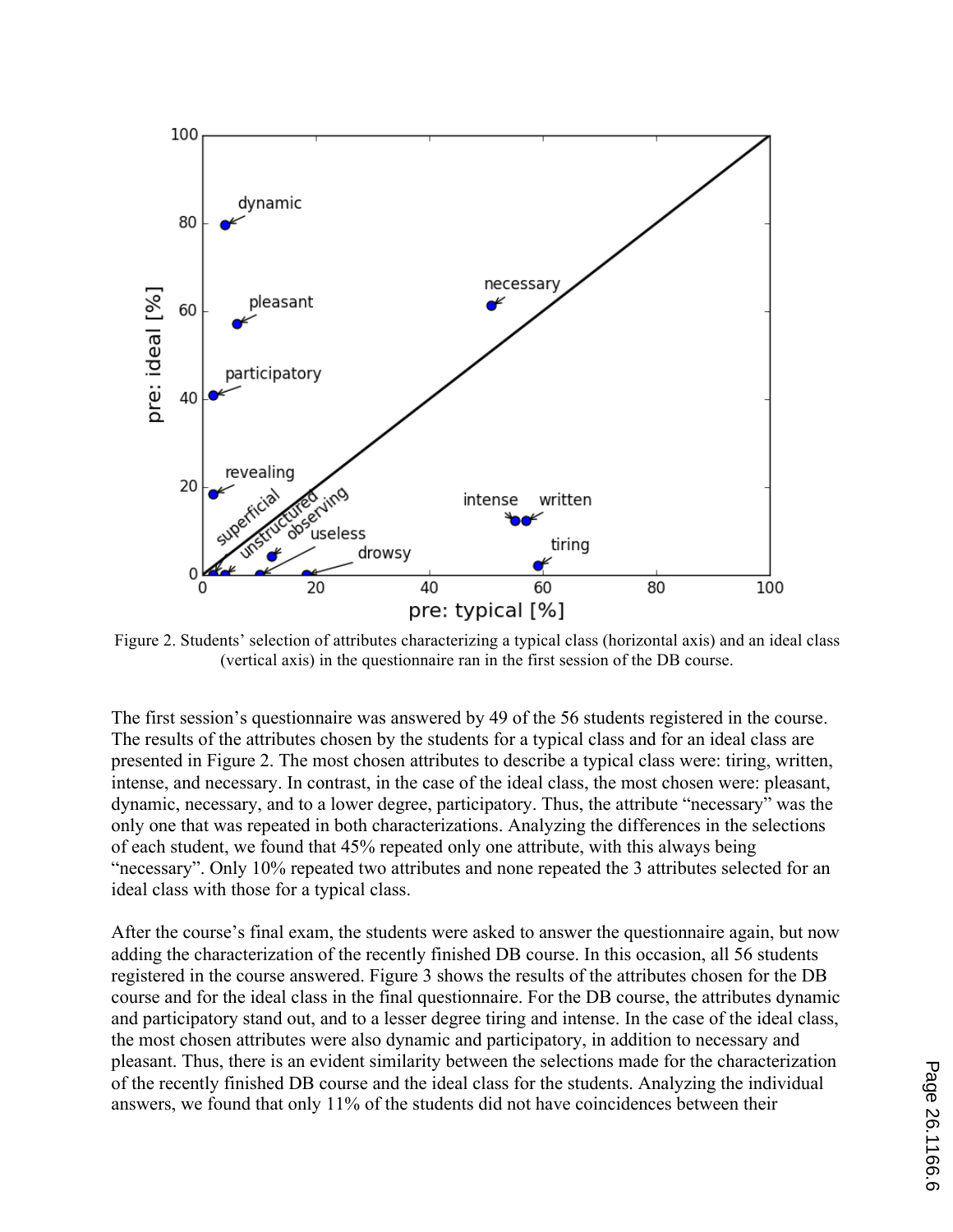Figure 2. Students' selection of attributes characterizing a typical class (horizontal axis) and an ideal class (vertical axis) in the questionnaire ran in the first session of the DB course.

The first session's questionnaire was answered by 49 of the 56 students registered in the course. The results of the attributes chosen by the students for a typical class and for an ideal class are presented in Figure 2. The most chosen attributes to describe a typical class were: tiring, written, intense, and necessary. In contrast, in the case of the ideal class, the most chosen were: pleasant, dynamic, necessary, and to a lower degree, participatory. Thus, the attribute "necessary" was the only one that was repeated in both characterizations. Analyzing the differences in the selections of each student, we found that 45% repeated only one attribute, with this always being "necessary". Only 10% repeated two attributes and none repeated the 3 attributes selected for an ideal class with those for a typical class.

After the course's final exam, the students were asked to answer the questionnaire again, but now adding the characterization of the recently finished DB course. In this occasion, all 56 students registered in the course answered. Figure 3 shows the results of the attributes chosen for the DB course and for the ideal class in the final questionnaire. For the DB course, the attributes dynamic and participatory stand out, and to a lesser degree tiring and intense. In the case of the ideal class, the most chosen attributes were also dynamic and participatory, in addition to necessary and pleasant. Thus, there is an evident similarity between the selections made for the characterization of the recently finished DB course and the ideal class for the students. Analyzing the individual answers, we found that only 11% of the students did not have coincidences between their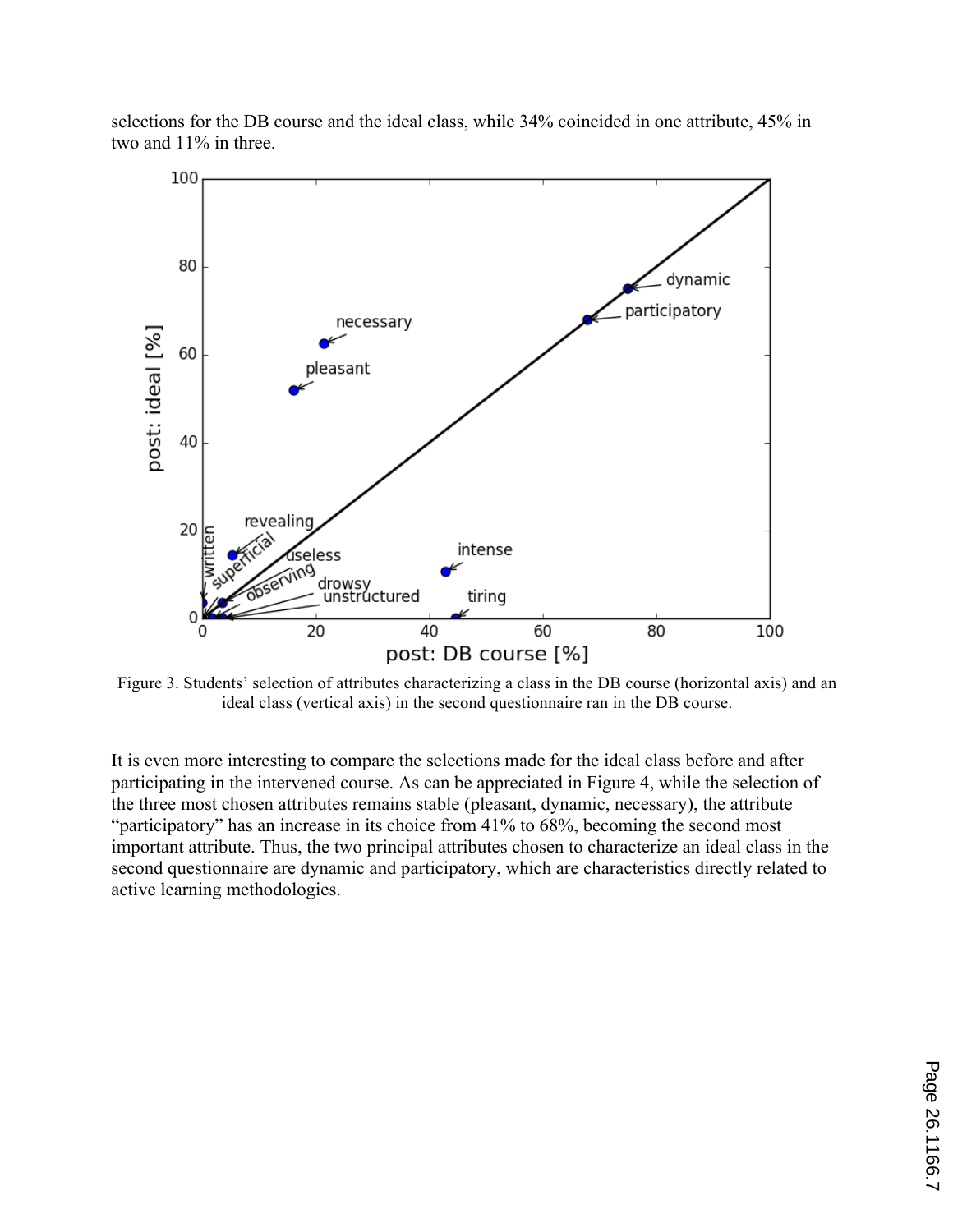selections for the DB course and the ideal class, while 34% coincided in one attribute, 45% in two and 11% in three.

Figure 3. Students' selection of attributes characterizing a class in the DB course (horizontal axis) and an ideal class (vertical axis) in the second questionnaire ran in the DB course.

It is even more interesting to compare the selections made for the ideal class before and after participating in the intervened course. As can be appreciated in Figure 4, while the selection of the three most chosen attributes remains stable (pleasant, dynamic, necessary), the attribute "participatory" has an increase in its choice from 41% to 68%, becoming the second most important attribute. Thus, the two principal attributes chosen to characterize an ideal class in the second questionnaire are dynamic and participatory, which are characteristics directly related to active learning methodologies.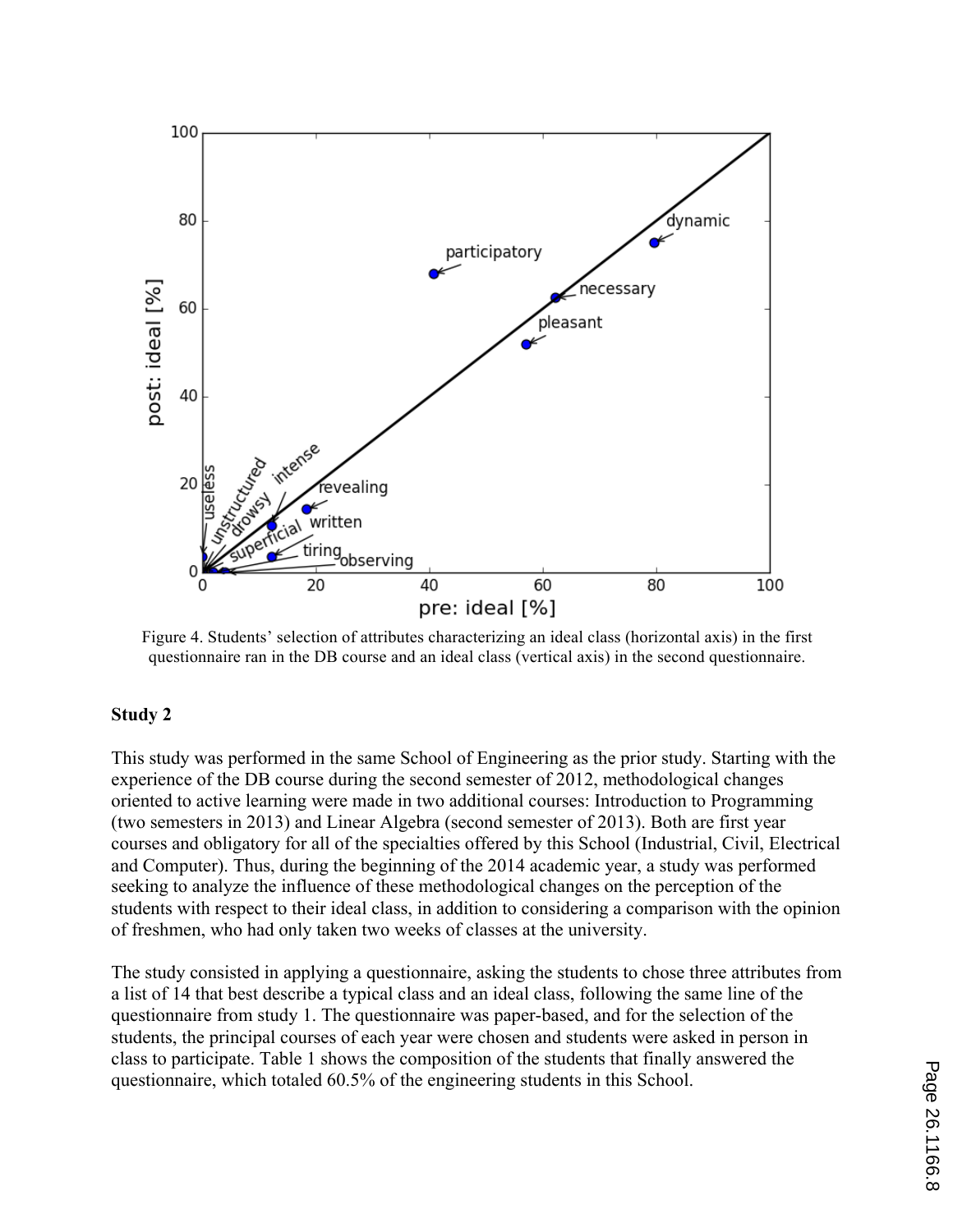Figure 4. Students' selection of attributes characterizing an ideal class (horizontal axis) in the first questionnaire ran in the DB course and an ideal class (vertical axis) in the second questionnaire.

**Study 2**

This study was performed in the same School of Engineering as the prior study. Starting with the experience of the DB course during the second semester of 2012, methodological changes oriented to active learning were made in two additional courses: Introduction to Programming (two semesters in 2013) and Linear Algebra (second semester of 2013). Both are first year courses and obligatory for all of the specialties offered by this School (Industrial, Civil, Electrical and Computer). Thus, during the beginning of the 2014 academic year, a study was performed seeking to analyze the influence of these methodological changes on the perception of the students with respect to their ideal class, in addition to considering a comparison with the opinion of freshmen, who had only taken two weeks of classes at the university.

The study consisted in applying a questionnaire, asking the students to chose three attributes from a list of 14 that best describe a typical class and an ideal class, following the same line of the questionnaire from study 1. The questionnaire was paper-based, and for the selection of the students, the principal courses of each year were chosen and students were asked in person in class to participate. Table 1 shows the composition of the students that finally answered the questionnaire, which totaled 60.5% of the engineering students in this School.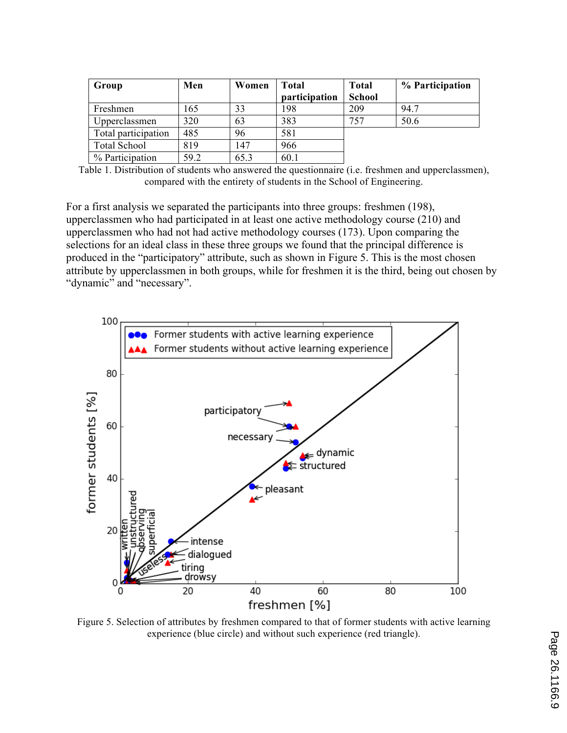| Group | Men | Women | Total participation | Total School | % Participation |
|---|---|---|---|---|---|
| Freshmen | 165 | 33 | 198 | 209 | 94.7 |
| Upperclassmen | 320 | 63 | 383 | 757 | 50.6 |
| Total participation | 485 | 96 | 581 | | |
| Total School | 819 | 147 | 966 | | |
| % Participation | 59.2 | 65.3 | 60.1 | | |

Table 1. Distribution of students who answered the questionnaire (i.e. freshmen and upperclassmen), compared with the entirety of students in the School of Engineering.

For a first analysis we separated the participants into three groups: freshmen (198), upperclassmen who had participated in at least one active methodology course (210) and upperclassmen who had not had active methodology courses (173). Upon comparing the selections for an ideal class in these three groups we found that the principal difference is produced in the "participatory" attribute, such as shown in Figure 5. This is the most chosen attribute by upperclassmen in both groups, while for freshmen it is the third, being out chosen by "dynamic" and "necessary".

Figure 5. Selection of attributes by freshmen compared to that of former students with active learning experience (blue circle) and without such experience (red triangle).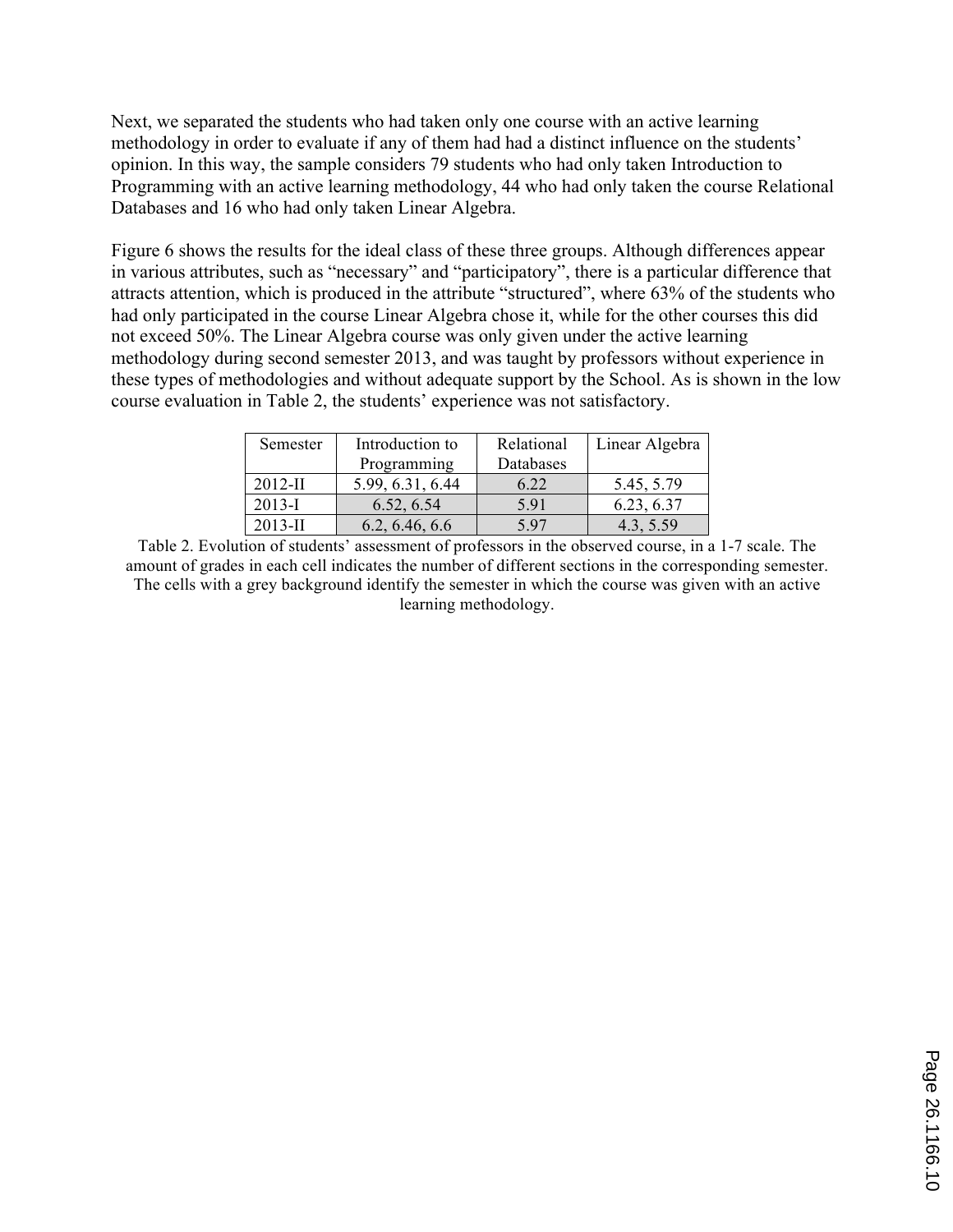Next, we separated the students who had taken only one course with an active learning methodology in order to evaluate if any of them had had a distinct influence on the students' opinion. In this way, the sample considers 79 students who had only taken Introduction to Programming with an active learning methodology, 44 who had only taken the course Relational Databases and 16 who had only taken Linear Algebra.

Figure 6 shows the results for the ideal class of these three groups. Although differences appear in various attributes, such as "necessary" and "participatory", there is a particular difference that attracts attention, which is produced in the attribute "structured", where 63% of the students who had only participated in the course Linear Algebra chose it, while for the other courses this did not exceed 50%. The Linear Algebra course was only given under the active learning methodology during second semester 2013, and was taught by professors without experience in these types of methodologies and without adequate support by the School. As is shown in the low course evaluation in Table 2, the students' experience was not satisfactory.

| Semester | Introduction to Programming | Relational Databases | Linear Algebra |
|---|---|---|---|
| 2012-II | 5.99, 6.31, 6.44 | 6.22 | 5.45, 5.79 |
| 2013-I | 6.52, 6.54 | 5.91 | 6.23, 6.37 |
| 2013-II | 6.2, 6.46, 6.6 | 5.97 | 4.3, 5.59 |

Table 2. Evolution of students' assessment of professors in the observed course, in a 1-7 scale. The amount of grades in each cell indicates the number of different sections in the corresponding semester. The cells with a grey background identify the semester in which the course was given with an active learning methodology.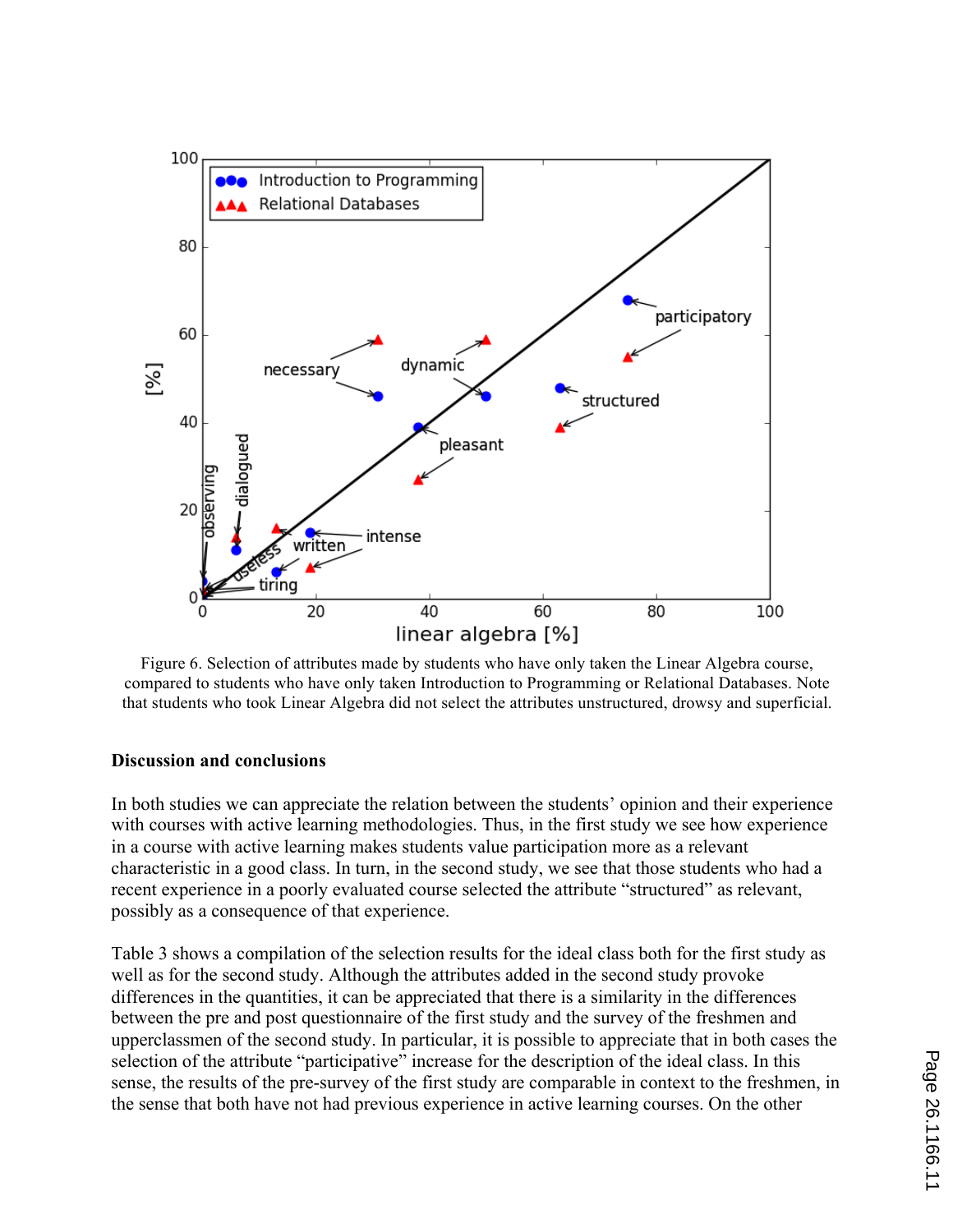Figure 6. Selection of attributes made by students who have only taken the Linear Algebra course, compared to students who have only taken Introduction to Programming or Relational Databases. Note that students who took Linear Algebra did not select the attributes unstructured, drowsy and superficial.

**Discussion and conclusions**

In both studies we can appreciate the relation between the students' opinion and their experience with courses with active learning methodologies. Thus, in the first study we see how experience in a course with active learning makes students value participation more as a relevant characteristic in a good class. In turn, in the second study, we see that those students who had a recent experience in a poorly evaluated course selected the attribute "structured" as relevant, possibly as a consequence of that experience.

Table 3 shows a compilation of the selection results for the ideal class both for the first study as well as for the second study. Although the attributes added in the second study provoke differences in the quantities, it can be appreciated that there is a similarity in the differences between the pre and post questionnaire of the first study and the survey of the freshmen and upperclassmen of the second study. In particular, it is possible to appreciate that in both cases the selection of the attribute "participative" increase for the description of the ideal class. In this sense, the results of the pre-survey of the first study are comparable in context to the freshmen, in the sense that both have not had previous experience in active learning courses. On the other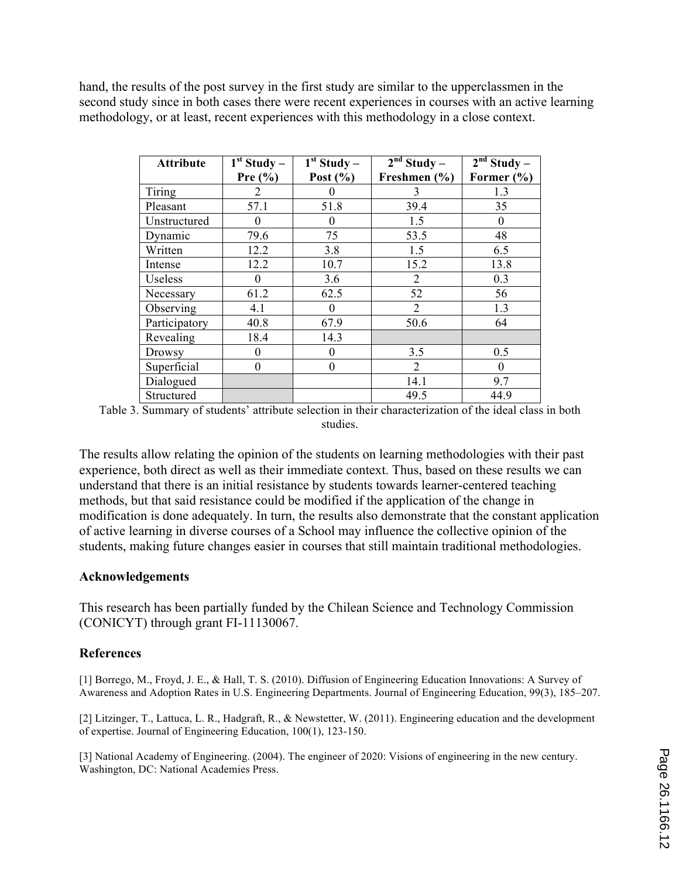hand, the results of the post survey in the first study are similar to the upperclassmen in the second study since in both cases there were recent experiences in courses with an active learning methodology, or at least, recent experiences with this methodology in a close context.

| Attribute | 1st Study – Pre (%) | 1st Study – Post (%) | 2nd Study – Freshmen (%) | 2nd Study – Former (%) |
|---|---|---|---|---|
| Tiring | 2 | 0 | 3 | 1.3 |
| Pleasant | 57.1 | 51.8 | 39.4 | 35 |
| Unstructured | 0 | 0 | 1.5 | 0 |
| Dynamic | 79.6 | 75 | 53.5 | 48 |
| Written | 12.2 | 3.8 | 1.5 | 6.5 |
| Intense | 12.2 | 10.7 | 15.2 | 13.8 |
| Useless | 0 | 3.6 | 2 | 0.3 |
| Necessary | 61.2 | 62.5 | 52 | 56 |
| Observing | 4.1 | 0 | 2 | 1.3 |
| Participatory | 40.8 | 67.9 | 50.6 | 64 |
| Revealing | 18.4 | 14.3 | | |
| Drowsy | 0 | 0 | 3.5 | 0.5 |
| Superficial | 0 | 0 | 2 | 0 |
| Dialogued | | | 14.1 | 9.7 |
| Structured | | | 49.5 | 44.9 |

Table 3. Summary of students' attribute selection in their characterization of the ideal class in both studies.

The results allow relating the opinion of the students on learning methodologies with their past experience, both direct as well as their immediate context. Thus, based on these results we can understand that there is an initial resistance by students towards learner-centered teaching methods, but that said resistance could be modified if the application of the change in modification is done adequately. In turn, the results also demonstrate that the constant application of active learning in diverse courses of a School may influence the collective opinion of the students, making future changes easier in courses that still maintain traditional methodologies.

### Acknowledgements

This research has been partially funded by the Chilean Science and Technology Commission (CONICYT) through grant FI-11130067.

### References

[1] Borrego, M., Froyd, J. E., & Hall, T. S. (2010). Diffusion of Engineering Education Innovations: A Survey of Awareness and Adoption Rates in U.S. Engineering Departments. Journal of Engineering Education, 99(3), 185–207.

[2] Litzinger, T., Lattuca, L. R., Hadgraft, R., & Newstetter, W. (2011). Engineering education and the development of expertise. Journal of Engineering Education, 100(1), 123-150.

[3] National Academy of Engineering. (2004). The engineer of 2020: Visions of engineering in the new century. Washington, DC: National Academies Press.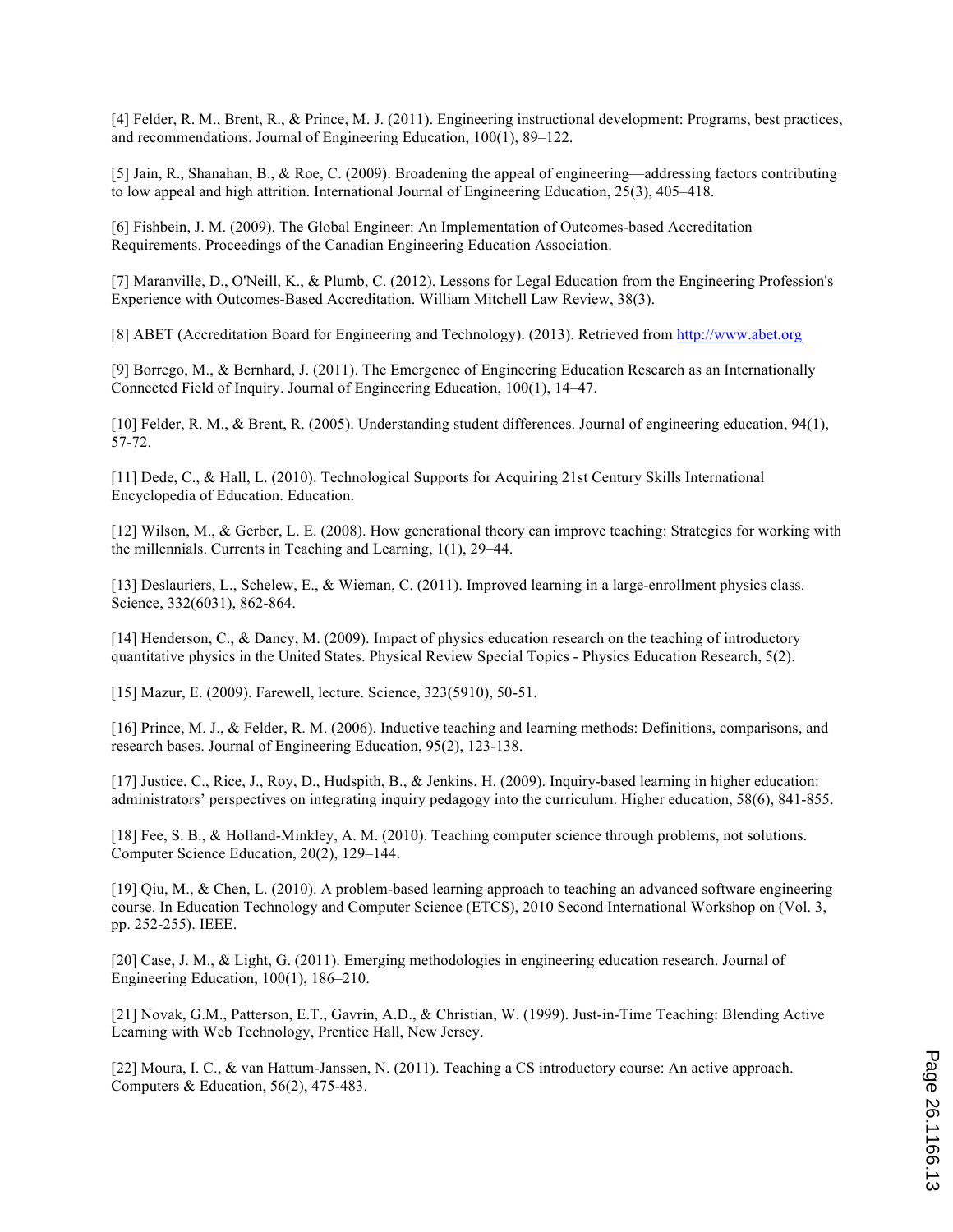[4] Felder, R. M., Brent, R., & Prince, M. J. (2011). Engineering instructional development: Programs, best practices, and recommendations. Journal of Engineering Education, 100(1), 89–122.

[5] Jain, R., Shanahan, B., & Roe, C. (2009). Broadening the appeal of engineering—addressing factors contributing to low appeal and high attrition. International Journal of Engineering Education, 25(3), 405–418.

[6] Fishbein, J. M. (2009). The Global Engineer: An Implementation of Outcomes-based Accreditation Requirements. Proceedings of the Canadian Engineering Education Association.

[7] Maranville, D., O'Neill, K., & Plumb, C. (2012). Lessons for Legal Education from the Engineering Profession's Experience with Outcomes-Based Accreditation. William Mitchell Law Review, 38(3).

[8] ABET (Accreditation Board for Engineering and Technology). (2013). Retrieved from http://www.abet.org

[9] Borrego, M., & Bernhard, J. (2011). The Emergence of Engineering Education Research as an Internationally Connected Field of Inquiry. Journal of Engineering Education, 100(1), 14–47.

[10] Felder, R. M., & Brent, R. (2005). Understanding student differences. Journal of engineering education, 94(1), 57-72.

[11] Dede, C., & Hall, L. (2010). Technological Supports for Acquiring 21st Century Skills International Encyclopedia of Education. Education.

[12] Wilson, M., & Gerber, L. E. (2008). How generational theory can improve teaching: Strategies for working with the millennials. Currents in Teaching and Learning, 1(1), 29–44.

[13] Deslauriers, L., Schelew, E., & Wieman, C. (2011). Improved learning in a large-enrollment physics class. Science, 332(6031), 862-864.

[14] Henderson, C., & Dancy, M. (2009). Impact of physics education research on the teaching of introductory quantitative physics in the United States. Physical Review Special Topics - Physics Education Research, 5(2).

[15] Mazur, E. (2009). Farewell, lecture. Science, 323(5910), 50-51.

[16] Prince, M. J., & Felder, R. M. (2006). Inductive teaching and learning methods: Definitions, comparisons, and research bases. Journal of Engineering Education, 95(2), 123-138.

[17] Justice, C., Rice, J., Roy, D., Hudspith, B., & Jenkins, H. (2009). Inquiry-based learning in higher education: administrators' perspectives on integrating inquiry pedagogy into the curriculum. Higher education, 58(6), 841-855.

[18] Fee, S. B., & Holland-Minkley, A. M. (2010). Teaching computer science through problems, not solutions. Computer Science Education, 20(2), 129–144.

[19] Qiu, M., & Chen, L. (2010). A problem-based learning approach to teaching an advanced software engineering course. In Education Technology and Computer Science (ETCS), 2010 Second International Workshop on (Vol. 3, pp. 252-255). IEEE.

[20] Case, J. M., & Light, G. (2011). Emerging methodologies in engineering education research. Journal of Engineering Education, 100(1), 186–210.

[21] Novak, G.M., Patterson, E.T., Gavrin, A.D., & Christian, W. (1999). Just-in-Time Teaching: Blending Active Learning with Web Technology, Prentice Hall, New Jersey.

[22] Moura, I. C., & van Hattum-Janssen, N. (2011). Teaching a CS introductory course: An active approach. Computers & Education, 56(2), 475-483.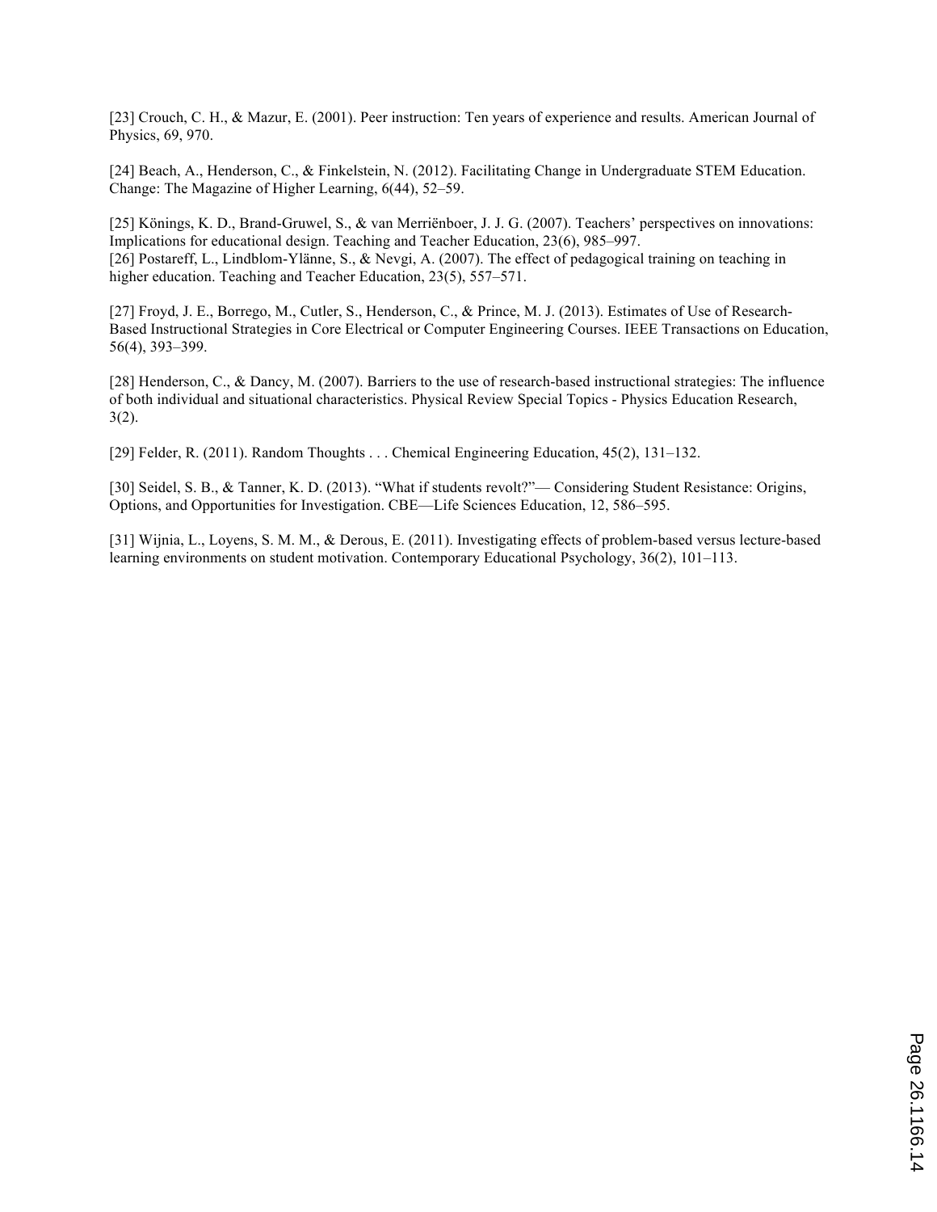[23] Crouch, C. H., & Mazur, E. (2001). Peer instruction: Ten years of experience and results. American Journal of Physics, 69, 970.

[24] Beach, A., Henderson, C., & Finkelstein, N. (2012). Facilitating Change in Undergraduate STEM Education. Change: The Magazine of Higher Learning, 6(44), 52–59.

[25] Könings, K. D., Brand-Gruwel, S., & van Merriënboer, J. J. G. (2007). Teachers' perspectives on innovations: Implications for educational design. Teaching and Teacher Education, 23(6), 985–997.

[26] Postareff, L., Lindblom-Ylänne, S., & Nevgi, A. (2007). The effect of pedagogical training on teaching in higher education. Teaching and Teacher Education, 23(5), 557–571.

[27] Froyd, J. E., Borrego, M., Cutler, S., Henderson, C., & Prince, M. J. (2013). Estimates of Use of Research-Based Instructional Strategies in Core Electrical or Computer Engineering Courses. IEEE Transactions on Education, 56(4), 393–399.

[28] Henderson, C., & Dancy, M. (2007). Barriers to the use of research-based instructional strategies: The influence of both individual and situational characteristics. Physical Review Special Topics - Physics Education Research, 3(2).

[29] Felder, R. (2011). Random Thoughts . . . Chemical Engineering Education, 45(2), 131–132.

[30] Seidel, S. B., & Tanner, K. D. (2013). "What if students revolt?"— Considering Student Resistance: Origins, Options, and Opportunities for Investigation. CBE—Life Sciences Education, 12, 586–595.

[31] Wijnia, L., Loyens, S. M. M., & Derous, E. (2011). Investigating effects of problem-based versus lecture-based learning environments on student motivation. Contemporary Educational Psychology, 36(2), 101–113.